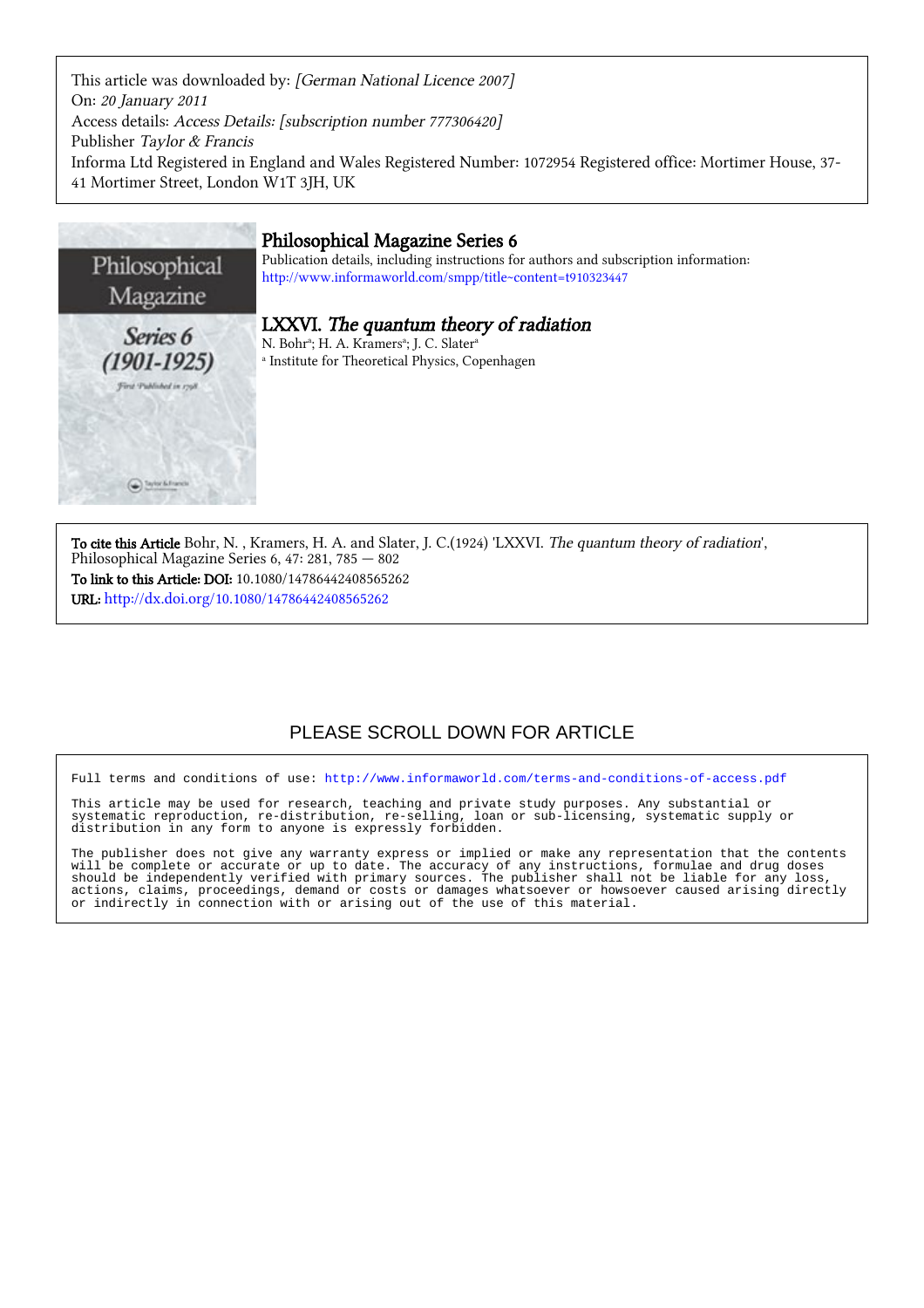This article was downloaded by: *[German National Licence 2007]*
On: *20 January 2011*
Access details: *Access Details: [subscription number 777306420]*
Publisher *Taylor & Francis*
Informa Ltd Registered in England and Wales Registered Number: 1072954 Registered office: Mortimer House, 37-41 Mortimer Street, London W1T 3JH, UK

# Philosophical Magazine Series 6

Publication details, including instructions for authors and subscription information:
http://www.informaworld.com/smpp/title~content=t910323447

## LXXVI. *The quantum theory of radiation*

N. Bohr[a]; H. A. Kramers[a]; J. C. Slater[a]

[a] Institute for Theoretical Physics, Copenhagen

**To cite this Article** Bohr, N. , Kramers, H. A. and Slater, J. C.(1924) 'LXXVI. *The quantum theory of radiation*', Philosophical Magazine Series 6, 47: 281, 785 — 802

**To link to this Article: DOI:** 10.1080/14786442408565262

**URL:** http://dx.doi.org/10.1080/14786442408565262

PLEASE SCROLL DOWN FOR ARTICLE

Full terms and conditions of use: http://www.informaworld.com/terms-and-conditions-of-access.pdf

This article may be used for research, teaching and private study purposes. Any substantial or systematic reproduction, re-distribution, re-selling, loan or sub-licensing, systematic supply or distribution in any form to anyone is expressly forbidden.

The publisher does not give any warranty express or implied or make any representation that the contents will be complete or accurate or up to date. The accuracy of any instructions, formulae and drug doses should be independently verified with primary sources. The publisher shall not be liable for any loss, actions, claims, proceedings, demand or costs or damages whatsoever or howsoever caused arising directly or indirectly in connection with or arising out of the use of this material.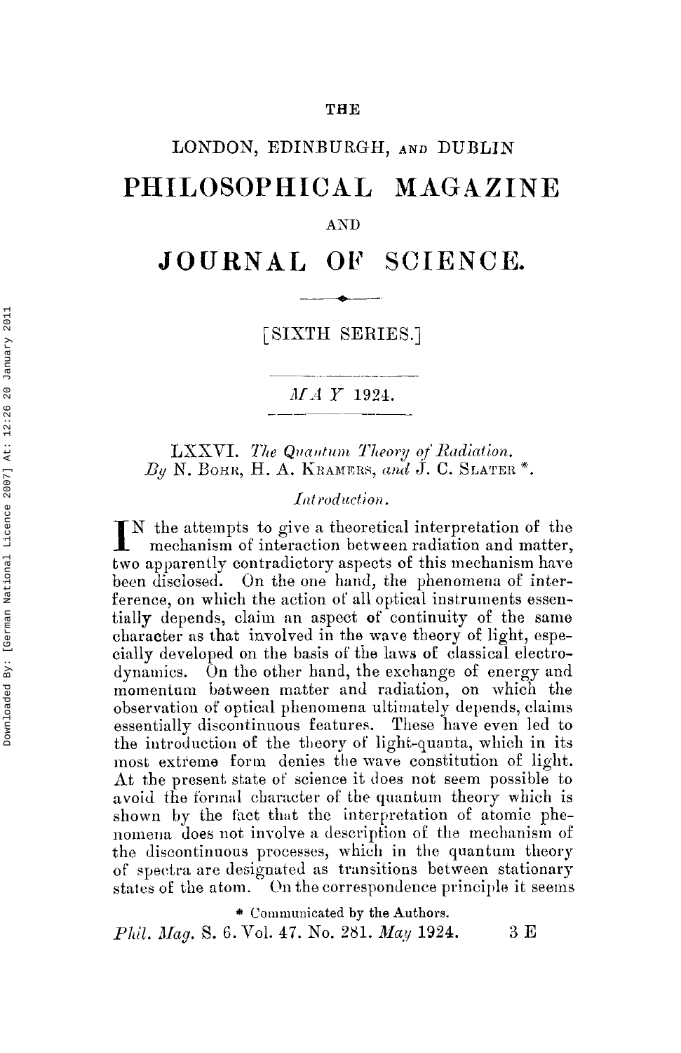THE

LONDON, EDINBURGH, AND DUBLIN

# PHILOSOPHICAL MAGAZINE

AND

# JOURNAL OF SCIENCE.

[SIXTH SERIES.]

*MAY* 1924.

## LXXVI. *The Quantum Theory of Radiation.* *By* N. BOHR, H. A. KRAMERS, *and* J. C. SLATER *.

### *Introduction.*

IN the attempts to give a theoretical interpretation of the mechanism of interaction between radiation and matter, two apparently contradictory aspects of this mechanism have been disclosed. On the one hand, the phenomena of interference, on which the action of all optical instruments essentially depends, claim an aspect of continuity of the same character as that involved in the wave theory of light, especially developed on the basis of the laws of classical electrodynamics. On the other hand, the exchange of energy and momentum between matter and radiation, on which the observation of optical phenomena ultimately depends, claims essentially discontinuous features. These have even led to the introduction of the theory of light-quanta, which in its most extreme form denies the wave constitution of light. At the present state of science it does not seem possible to avoid the formal character of the quantum theory which is shown by the fact that the interpretation of atomic phenomena does not involve a description of the mechanism of the discontinuous processes, which in the quantum theory of spectra are designated as transitions between stationary states of the atom. On the correspondence principle it seems

* Communicated by the Authors.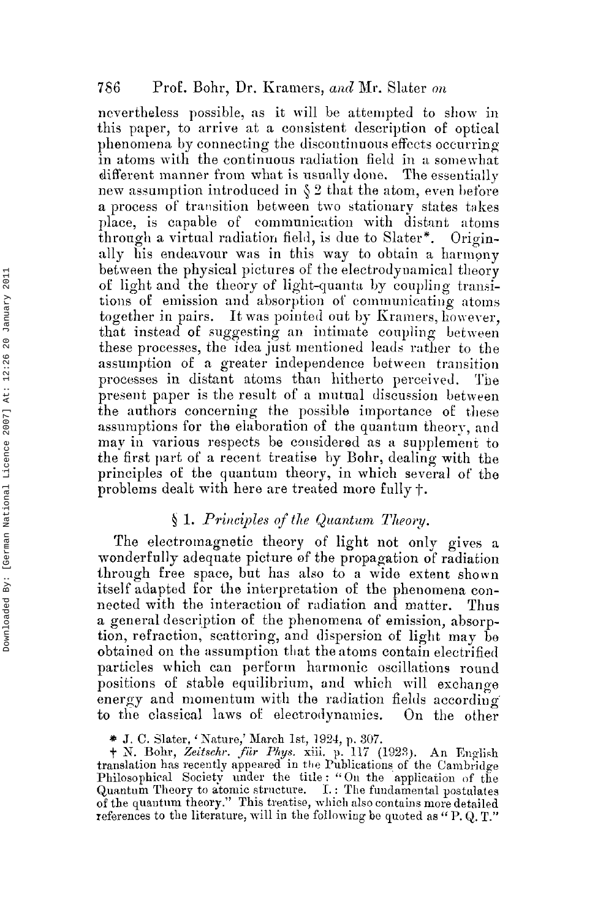nevertheless possible, as it will be attempted to show in this paper, to arrive at a consistent description of optical phenomena by connecting the discontinuous effects occurring in atoms with the continuous radiation field in a somewhat different manner from what is usually done. The essentially new assumption introduced in § 2 that the atom, even before a process of transition between two stationary states takes place, is capable of communication with distant atoms through a virtual radiation field, is due to Slater*. Originally his endeavour was in this way to obtain a harmony between the physical pictures of the electrodynamical theory of light and the theory of light-quanta by coupling transitions of emission and absorption of communicating atoms together in pairs. It was pointed out by Kramers, however, that instead of suggesting an intimate coupling between these processes, the idea just mentioned leads rather to the assumption of a greater independence between transition processes in distant atoms than hitherto perceived. The present paper is the result of a mutual discussion between the authors concerning the possible importance of these assumptions for the elaboration of the quantum theory, and may in various respects be considered as a supplement to the first part of a recent treatise by Bohr, dealing with the principles of the quantum theory, in which several of the problems dealt with here are treated more fully †.

## § 1. *Principles of the Quantum Theory.*

The electromagnetic theory of light not only gives a wonderfully adequate picture of the propagation of radiation through free space, but has also to a wide extent shown itself adapted for the interpretation of the phenomena connected with the interaction of radiation and matter. Thus a general description of the phenomena of emission, absorption, refraction, scattering, and dispersion of light may be obtained on the assumption that the atoms contain electrified particles which can perform harmonic oscillations round positions of stable equilibrium, and which will exchange energy and momentum with the radiation fields according to the classical laws of electrodynamics. On the other

\* J. C. Slater, 'Nature,' March 1st, 1924, p. 307.

† N. Bohr, *Zeitschr. für Phys.* xiii. p. 117 (1923). An English translation has recently appeared in the Publications of the Cambridge Philosophical Society under the title: "On the application of the Quantum Theory to atomic structure. I.: The fundamental postulates of the quantum theory." This treatise, which also contains more detailed references to the literature, will in the following be quoted as "P. Q. T."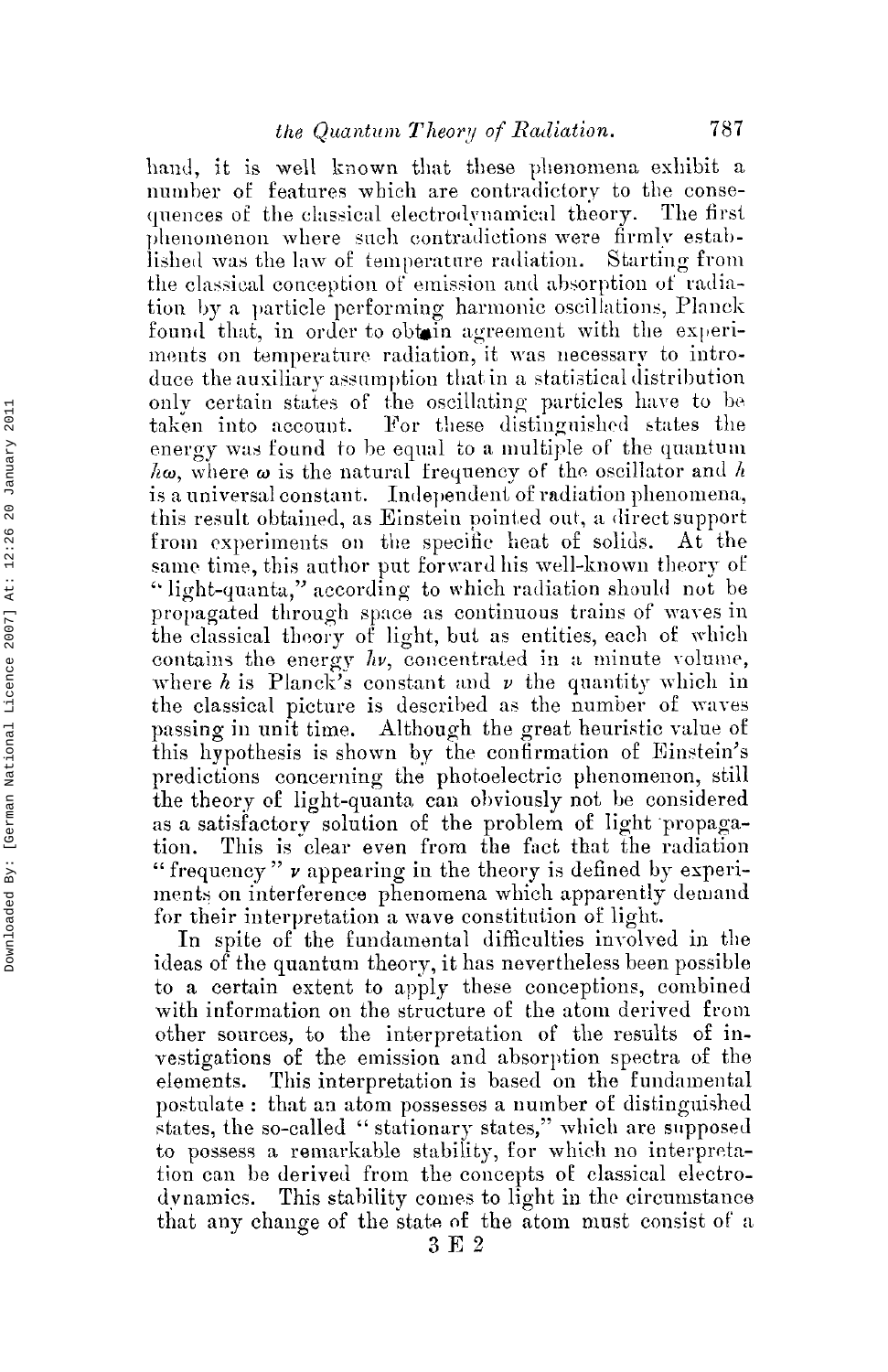hand, it is well known that these phenomena exhibit a number of features which are contradictory to the consequences of the classical electrodynamical theory. The first phenomenon where such contradictions were firmly established was the law of temperature radiation. Starting from the classical conception of emission and absorption of radiation by a particle performing harmonic oscillations, Planck found that, in order to obtain agreement with the experiments on temperature radiation, it was necessary to introduce the auxiliary assumption that in a statistical distribution only certain states of the oscillating particles have to be taken into account. For these distinguished states the energy was found to be equal to a multiple of the quantum $h\omega$, where $\omega$ is the natural frequency of the oscillator and $h$ is a universal constant. Independent of radiation phenomena, this result obtained, as Einstein pointed out, a direct support from experiments on the specific heat of solids. At the same time, this author put forward his well-known theory of "light-quanta," according to which radiation should not be propagated through space as continuous trains of waves in the classical theory of light, but as entities, each of which contains the energy $h\nu$, concentrated in a minute volume, where $h$ is Planck's constant and $\nu$ the quantity which in the classical picture is described as the number of waves passing in unit time. Although the great heuristic value of this hypothesis is shown by the confirmation of Einstein's predictions concerning the photoelectric phenomenon, still the theory of light-quanta can obviously not be considered as a satisfactory solution of the problem of light propagation. This is clear even from the fact that the radiation "frequency" $\nu$ appearing in the theory is defined by experiments on interference phenomena which apparently demand for their interpretation a wave constitution of light.

In spite of the fundamental difficulties involved in the ideas of the quantum theory, it has nevertheless been possible to a certain extent to apply these conceptions, combined with information on the structure of the atom derived from other sources, to the interpretation of the results of investigations of the emission and absorption spectra of the elements. This interpretation is based on the fundamental postulate: that an atom possesses a number of distinguished states, the so-called "stationary states," which are supposed to possess a remarkable stability, for which no interpretation can be derived from the concepts of classical electrodynamics. This stability comes to light in the circumstance that any change of the state of the atom must consist of a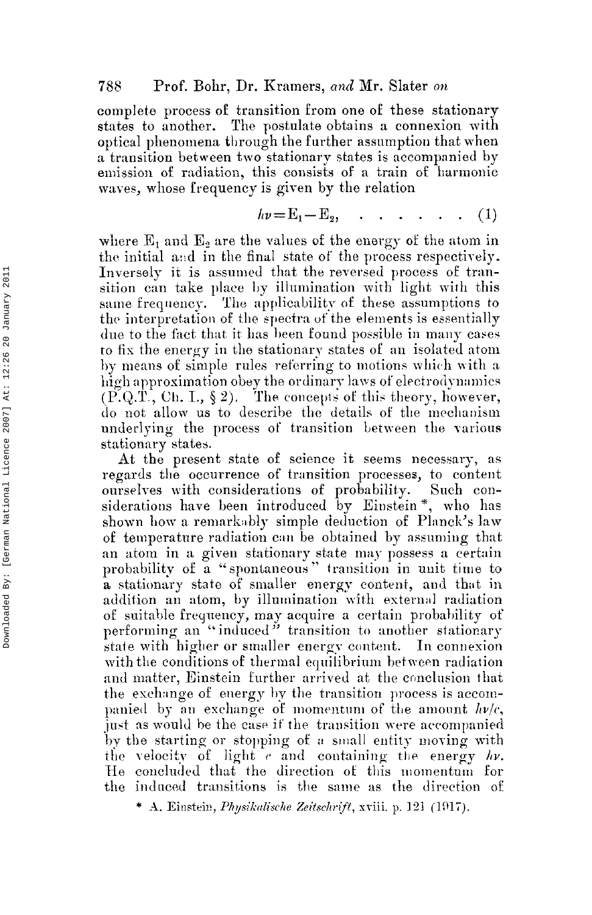complete process of transition from one of these stationary states to another. The postulate obtains a connexion with optical phenomena through the further assumption that when a transition between two stationary states is accompanied by emission of radiation, this consists of a train of harmonic waves, whose frequency is given by the relation

$$h\nu = E_1 - E_2, \quad . \quad . \quad . \quad . \quad . \quad . \quad (1)$$

where $E_1$ and $E_2$ are the values of the energy of the atom in the initial and in the final state of the process respectively. Inversely it is assumed that the reversed process of transition can take place by illumination with light with this same frequency. The applicability of these assumptions to the interpretation of the spectra of the elements is essentially due to the fact that it has been found possible in many cases to fix the energy in the stationary states of an isolated atom by means of simple rules referring to motions which with a high approximation obey the ordinary laws of electrodynamics (P.Q.T., Ch. I., § 2). The concepts of this theory, however, do not allow us to describe the details of the mechanism underlying the process of transition between the various stationary states.

At the present state of science it seems necessary, as regards the occurrence of transition processes, to content ourselves with considerations of probability. Such considerations have been introduced by Einstein *, who has shown how a remarkably simple deduction of Planck's law of temperature radiation can be obtained by assuming that an atom in a given stationary state may possess a certain probability of a "spontaneous" transition in unit time to a stationary state of smaller energy content, and that in addition an atom, by illumination with external radiation of suitable frequency, may acquire a certain probability of performing an "induced" transition to another stationary state with higher or smaller energy content. In connexion with the conditions of thermal equilibrium between radiation and matter, Einstein further arrived at the conclusion that the exchange of energy by the transition process is accompanied by an exchange of momentum of the amount $h\nu/c$, just as would be the case if the transition were accompanied by the starting or stopping of a small entity moving with the velocity of light $c$ and containing the energy $h\nu$. He concluded that the direction of this momentum for the induced transitions is the same as the direction of

\* A. Einstein, *Physikalische Zeitschrift*, xviii. p. 121 (1917).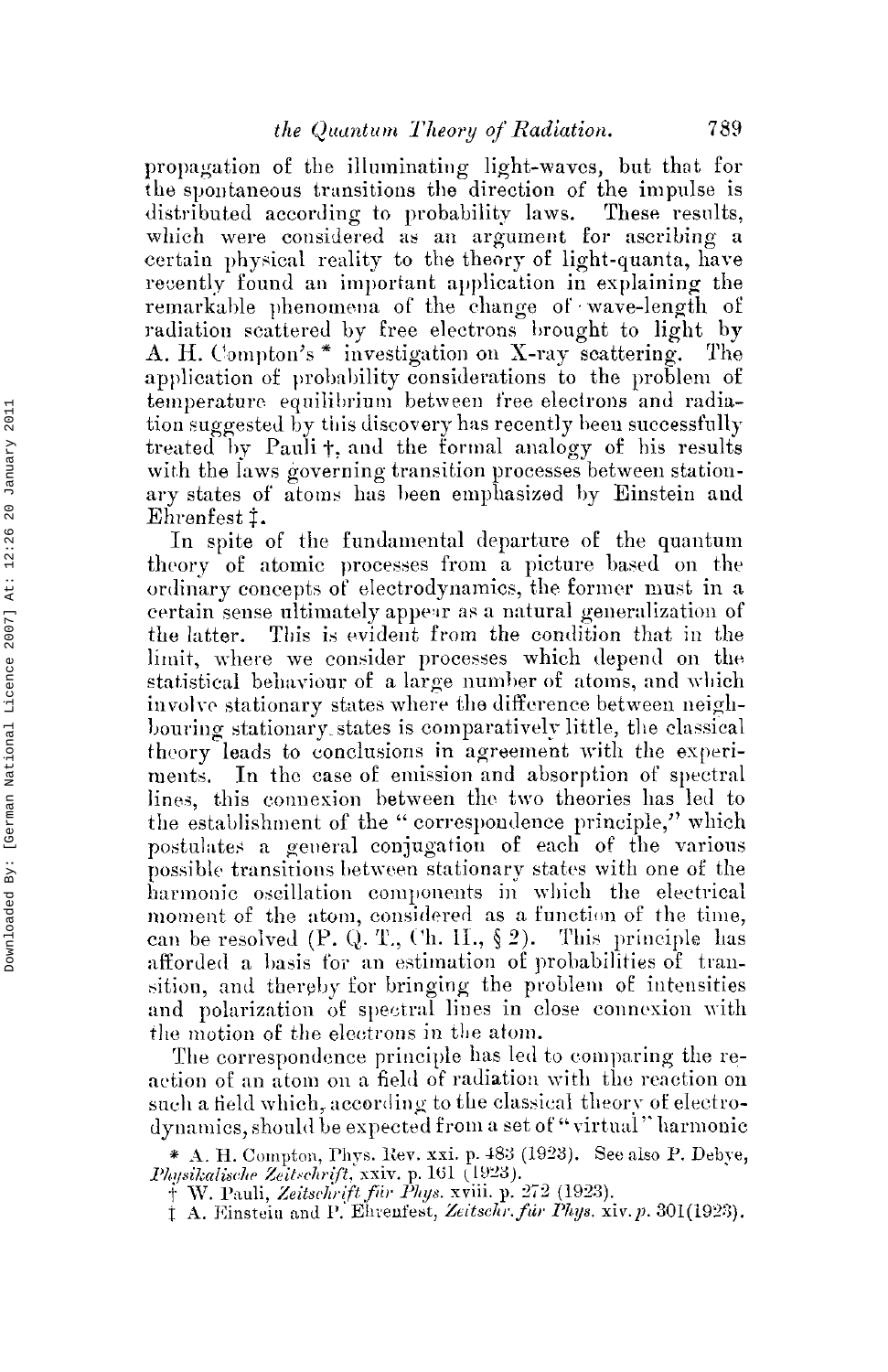propagation of the illuminating light-waves, but that for the spontaneous transitions the direction of the impulse is distributed according to probability laws. These results, which were considered as an argument for ascribing a certain physical reality to the theory of light-quanta, have recently found an important application in explaining the remarkable phenomena of the change of wave-length of radiation scattered by free electrons brought to light by A. H. Compton's * investigation on X-ray scattering. The application of probability considerations to the problem of temperature equilibrium between free electrons and radiation suggested by this discovery has recently been successfully treated by Pauli †, and the formal analogy of his results with the laws governing transition processes between stationary states of atoms has been emphasized by Einstein and Ehrenfest ‡.

In spite of the fundamental departure of the quantum theory of atomic processes from a picture based on the ordinary concepts of electrodynamics, the former must in a certain sense ultimately appear as a natural generalization of the latter. This is evident from the condition that in the limit, where we consider processes which depend on the statistical behaviour of a large number of atoms, and which involve stationary states where the difference between neighbouring stationary states is comparatively little, the classical theory leads to conclusions in agreement with the experiments. In the case of emission and absorption of spectral lines, this connexion between the two theories has led to the establishment of the "correspondence principle," which postulates a general conjugation of each of the various possible transitions between stationary states with one of the harmonic oscillation components in which the electrical moment of the atom, considered as a function of the time, can be resolved (P. Q. T., Ch. II., § 2). This principle has afforded a basis for an estimation of probabilities of transition, and thereby for bringing the problem of intensities and polarization of spectral lines in close connexion with the motion of the electrons in the atom.

The correspondence principle has led to comparing the reaction of an atom on a field of radiation with the reaction on such a field which, according to the classical theory of electrodynamics, should be expected from a set of "virtual" harmonic

\* A. H. Compton, Phys. Rev. xxi. p. 483 (1923). See also P. Debye, *Physikalische Zeitschrift*, xxiv. p. 161 (1923).

† W. Pauli, *Zeitschrift für Phys.* xviii. p. 272 (1923).

‡ A. Einstein and P. Ehrenfest, *Zeitschr. für Phys.* xiv. p. 301 (1923).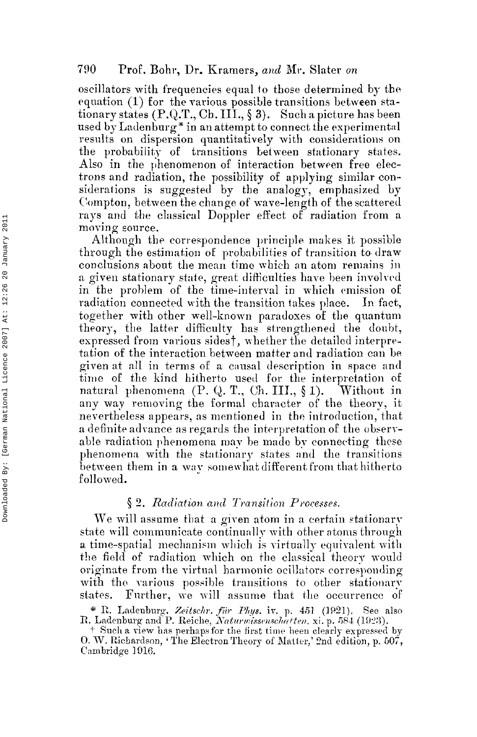oscillators with frequencies equal to those determined by the equation (1) for the various possible transitions between stationary states (P.Q.T., Ch. III., § 3). Such a picture has been used by Ladenburg* in an attempt to connect the experimental results on dispersion quantitatively with considerations on the probability of transitions between stationary states. Also in the phenomenon of interaction between free electrons and radiation, the possibility of applying similar considerations is suggested by the analogy, emphasized by Compton, between the change of wave-length of the scattered rays and the classical Doppler effect of radiation from a moving source.

Although the correspondence principle makes it possible through the estimation of probabilities of transition to draw conclusions about the mean time which an atom remains in a given stationary state, great difficulties have been involved in the problem of the time-interval in which emission of radiation connected with the transition takes place. In fact, together with other well-known paradoxes of the quantum theory, the latter difficulty has strengthened the doubt, expressed from various sides†, whether the detailed interpretation of the interaction between matter and radiation can be given at all in terms of a causal description in space and time of the kind hitherto used for the interpretation of natural phenomena (P. Q. T., Ch. III., § 1). Without in any way removing the formal character of the theory, it nevertheless appears, as mentioned in the introduction, that a definite advance as regards the interpretation of the observable radiation phenomena may be made by connecting these phenomena with the stationary states and the transitions between them in a way somewhat different from that hitherto followed.

## § 2. *Radiation and Transition Processes.*

We will assume that a given atom in a certain stationary state will communicate continually with other atoms through a time-spatial mechanism which is virtually equivalent with the field of radiation which on the classical theory would originate from the virtual harmonic ocillators corresponding with the various possible transitions to other stationary states. Further, we will assume that the occurrence of

\* R. Ladenburg, *Zeitschr. für Phys.* iv. p. 451 (1921). See also R. Ladenburg and P. Reiche, *Naturwissenschaften*, xi. p. 584 (1923).

† Such a view has perhaps for the first time been clearly expressed by O. W. Richardson, 'The Electron Theory of Matter,' 2nd edition, p. 507, Cambridge 1916.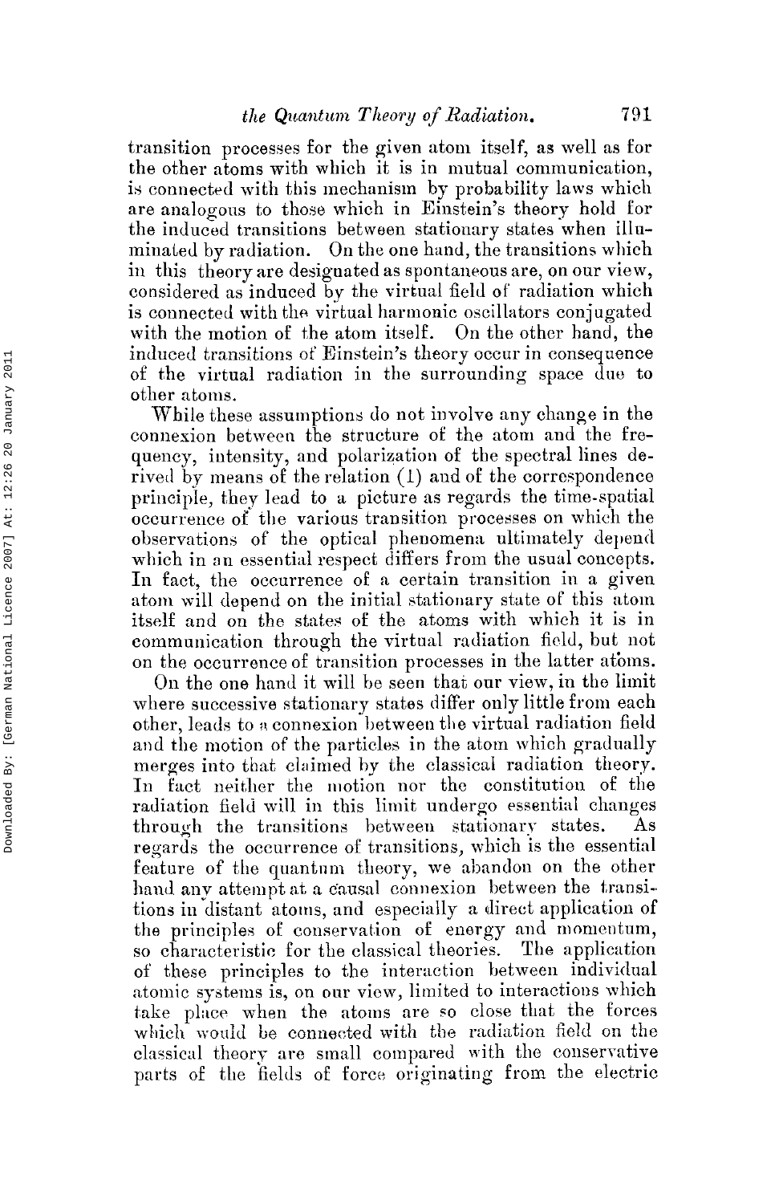transition processes for the given atom itself, as well as for the other atoms with which it is in mutual communication, is connected with this mechanism by probability laws which are analogous to those which in Einstein's theory hold for the induced transitions between stationary states when illuminated by radiation. On the one hand, the transitions which in this theory are designated as spontaneous are, on our view, considered as induced by the virtual field of radiation which is connected with the virtual harmonic oscillators conjugated with the motion of the atom itself. On the other hand, the induced transitions of Einstein's theory occur in consequence of the virtual radiation in the surrounding space due to other atoms.

While these assumptions do not involve any change in the connexion between the structure of the atom and the frequency, intensity, and polarization of the spectral lines derived by means of the relation (1) and of the correspondence principle, they lead to a picture as regards the time-spatial occurrence of the various transition processes on which the observations of the optical phenomena ultimately depend which in an essential respect differs from the usual concepts. In fact, the occurrence of a certain transition in a given atom will depend on the initial stationary state of this atom itself and on the states of the atoms with which it is in communication through the virtual radiation field, but not on the occurrence of transition processes in the latter atoms.

On the one hand it will be seen that our view, in the limit where successive stationary states differ only little from each other, leads to a connexion between the virtual radiation field and the motion of the particles in the atom which gradually merges into that claimed by the classical radiation theory. In fact neither the motion nor the constitution of the radiation field will in this limit undergo essential changes through the transitions between stationary states. As regards the occurrence of transitions, which is the essential feature of the quantum theory, we abandon on the other hand any attempt at a causal connexion between the transitions in distant atoms, and especially a direct application of the principles of conservation of energy and momentum, so characteristic for the classical theories. The application of these principles to the interaction between individual atomic systems is, on our view, limited to interactions which take place when the atoms are so close that the forces which would be connected with the radiation field on the classical theory are small compared with the conservative parts of the fields of force originating from the electric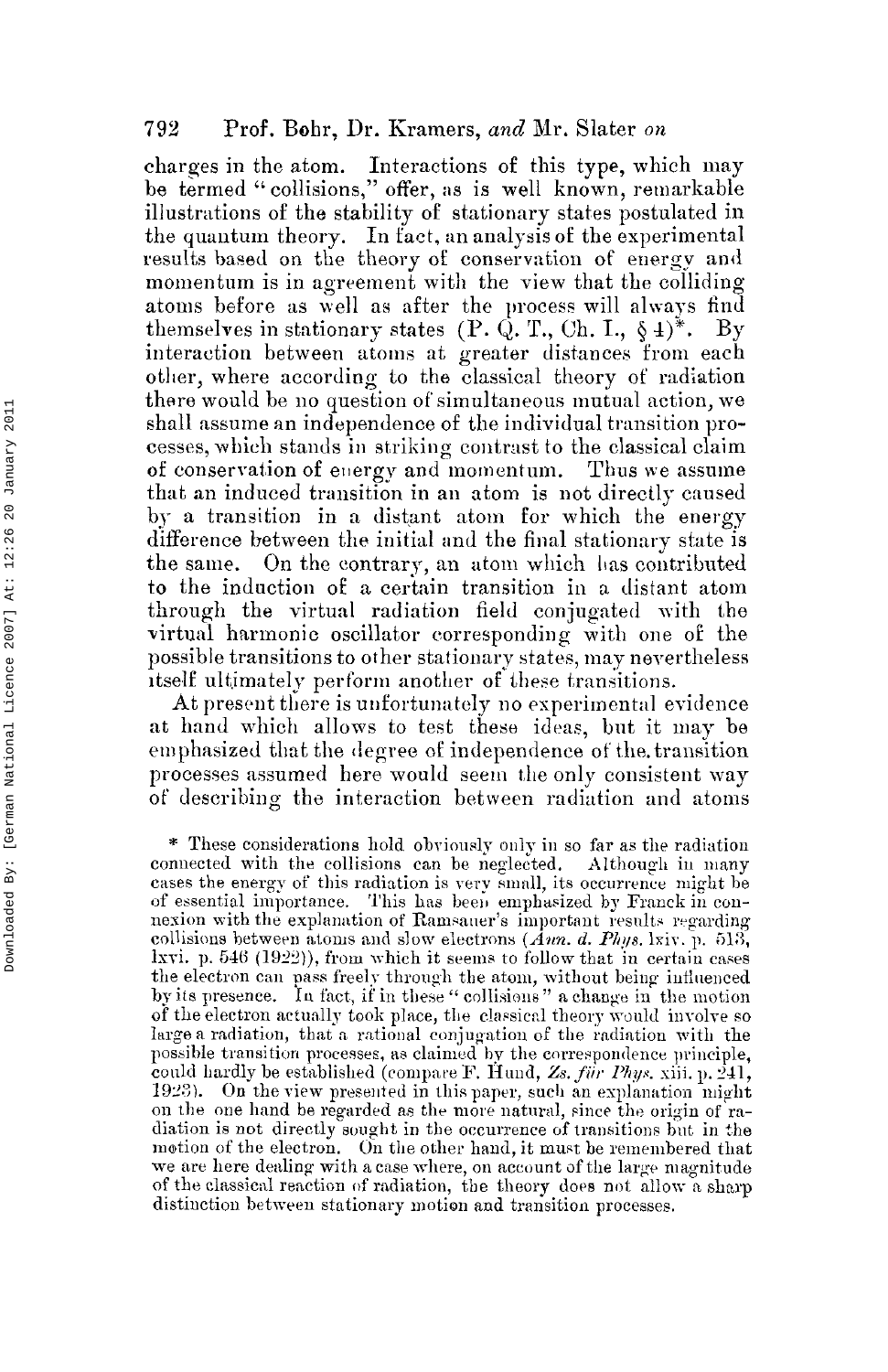charges in the atom. Interactions of this type, which may be termed "collisions," offer, as is well known, remarkable illustrations of the stability of stationary states postulated in the quantum theory. In fact, an analysis of the experimental results based on the theory of conservation of energy and momentum is in agreement with the view that the colliding atoms before as well as after the process will always find themselves in stationary states (P. Q. T., Ch. I., § 4)*. By interaction between atoms at greater distances from each other, where according to the classical theory of radiation there would be no question of simultaneous mutual action, we shall assume an independence of the individual transition processes, which stands in striking contrast to the classical claim of conservation of energy and momentum. Thus we assume that an induced transition in an atom is not directly caused by a transition in a distant atom for which the energy difference between the initial and the final stationary state is the same. On the contrary, an atom which has contributed to the induction of a certain transition in a distant atom through the virtual radiation field conjugated with the virtual harmonic oscillator corresponding with one of the possible transitions to other stationary states, may nevertheless itself ultimately perform another of these transitions.

At present there is unfortunately no experimental evidence at hand which allows to test these ideas, but it may be emphasized that the degree of independence of the transition processes assumed here would seem the only consistent way of describing the interaction between radiation and atoms

\* These considerations hold obviously only in so far as the radiation connected with the collisions can be neglected. Although in many cases the energy of this radiation is very small, its occurrence might be of essential importance. This has been emphasized by Franck in connexion with the explanation of Ramsauer's important results regarding collisions between atoms and slow electrons (*Ann. d. Phys.* lxiv. p. 513, lxvi. p. 546 (1922)), from which it seems to follow that in certain cases the electron can pass freely through the atom, without being influenced by its presence. In fact, if in these "collisions" a change in the motion of the electron actually took place, the classical theory would involve so large a radiation, that a rational conjugation of the radiation with the possible transition processes, as claimed by the correspondence principle, could hardly be established (compare F. Hund, *Zs. für Phys.* xiii. p. 241, 1923). On the view presented in this paper, such an explanation might on the one hand be regarded as the more natural, since the origin of radiation is not directly sought in the occurrence of transitions but in the motion of the electron. On the other hand, it must be remembered that we are here dealing with a case where, on account of the large magnitude of the classical reaction of radiation, the theory does not allow a sharp distinction between stationary motion and transition processes.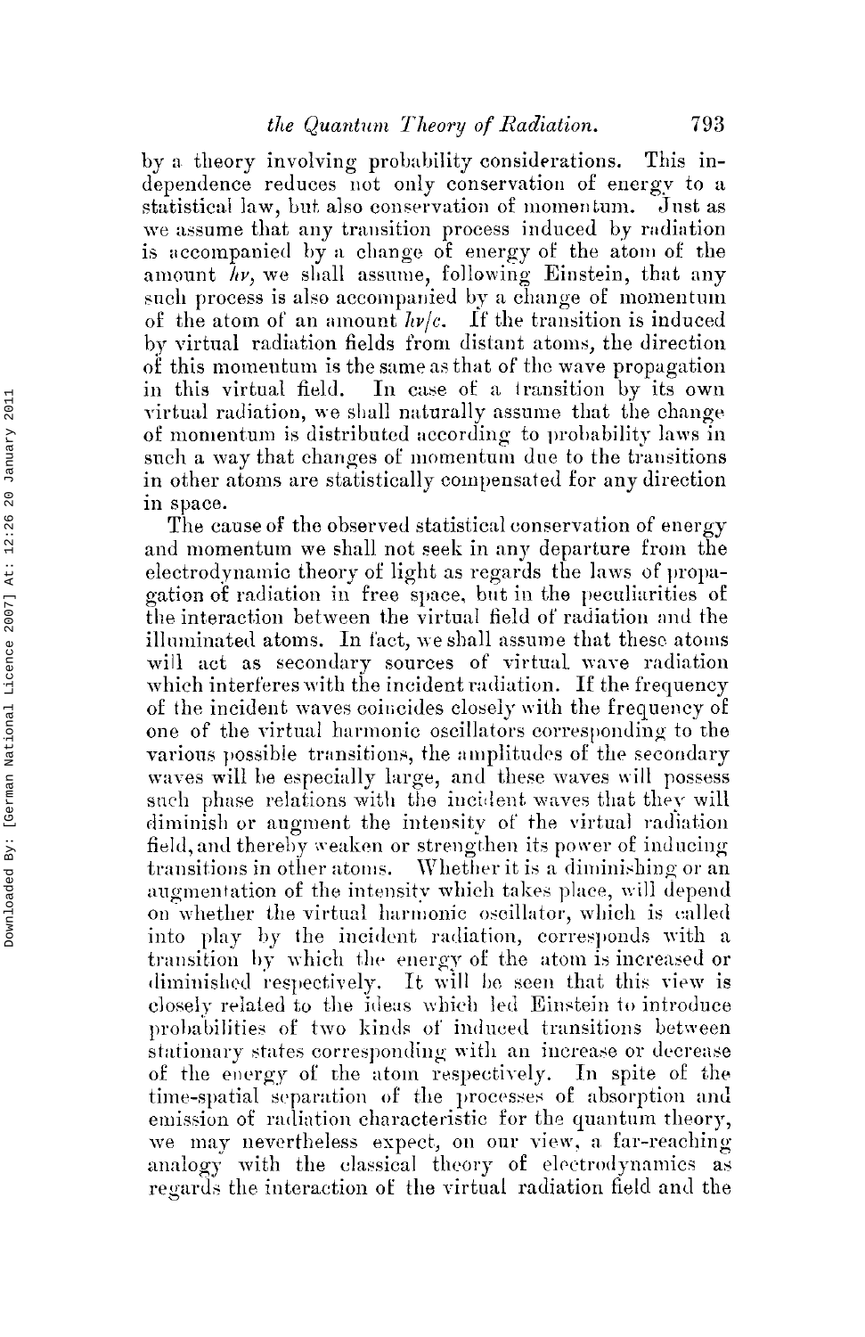by a theory involving probability considerations. This independence reduces not only conservation of energy to a statistical law, but also conservation of momentum. Just as we assume that any transition process induced by radiation is accompanied by a change of energy of the atom of the amount $h\nu$, we shall assume, following Einstein, that any such process is also accompanied by a change of momentum of the atom of an amount $h\nu/c$. If the transition is induced by virtual radiation fields from distant atoms, the direction of this momentum is the same as that of the wave propagation in this virtual field. In case of a transition by its own virtual radiation, we shall naturally assume that the change of momentum is distributed according to probability laws in such a way that changes of momentum due to the transitions in other atoms are statistically compensated for any direction in space.

The cause of the observed statistical conservation of energy and momentum we shall not seek in any departure from the electrodynamic theory of light as regards the laws of propagation of radiation in free space, but in the peculiarities of the interaction between the virtual field of radiation and the illuminated atoms. In fact, we shall assume that these atoms will act as secondary sources of virtual wave radiation which interferes with the incident radiation. If the frequency of the incident waves coincides closely with the frequency of one of the virtual harmonic oscillators corresponding to the various possible transitions, the amplitudes of the secondary waves will be especially large, and these waves will possess such phase relations with the incident waves that they will diminish or augment the intensity of the virtual radiation field, and thereby weaken or strengthen its power of inducing transitions in other atoms. Whether it is a diminishing or an augmentation of the intensity which takes place, will depend on whether the virtual harmonic oscillator, which is called into play by the incident radiation, corresponds with a transition by which the energy of the atom is increased or diminished respectively. It will be seen that this view is closely related to the ideas which led Einstein to introduce probabilities of two kinds of induced transitions between stationary states corresponding with an increase or decrease of the energy of the atom respectively. In spite of the time-spatial separation of the processes of absorption and emission of radiation characteristic for the quantum theory, we may nevertheless expect, on our view, a far-reaching analogy with the classical theory of electrodynamics as regards the interaction of the virtual radiation field and the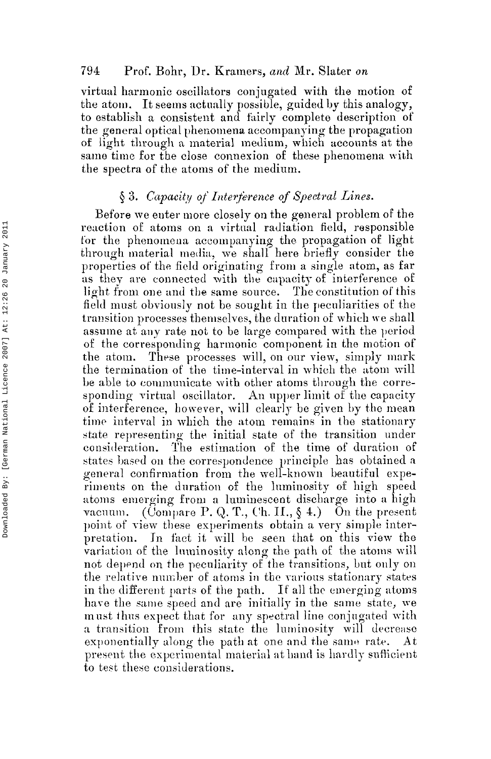virtual harmonic oscillators conjugated with the motion of the atom. It seems actually possible, guided by this analogy, to establish a consistent and fairly complete description of the general optical phenomena accompanying the propagation of light through a material medium, which accounts at the same time for the close connexion of these phenomena with the spectra of the atoms of the medium.

## § 3. *Capacity of Interference of Spectral Lines.*

Before we enter more closely on the general problem of the reaction of atoms on a virtual radiation field, responsible for the phenomena accompanying the propagation of light through material media, we shall here briefly consider the properties of the field originating from a single atom, as far as they are connected with the capacity of interference of light from one and the same source. The constitution of this field must obviously not be sought in the peculiarities of the transition processes themselves, the duration of which we shall assume at any rate not to be large compared with the period of the corresponding harmonic component in the motion of the atom. These processes will, on our view, simply mark the termination of the time-interval in which the atom will be able to communicate with other atoms through the corresponding virtual oscillator. An upper limit of the capacity of interference, however, will clearly be given by the mean time interval in which the atom remains in the stationary state representing the initial state of the transition under consideration. The estimation of the time of duration of states based on the correspondence principle has obtained a general confirmation from the well-known beautiful experiments on the duration of the luminosity of high speed atoms emerging from a luminescent discharge into a high vacuum. (Compare P. Q. T., Ch. II., § 4.) On the present point of view these experiments obtain a very simple interpretation. In fact it will be seen that on this view the variation of the luminosity along the path of the atoms will not depend on the peculiarity of the transitions, but only on the relative number of atoms in the various stationary states in the different parts of the path. If all the emerging atoms have the same speed and are initially in the same state, we must thus expect that for any spectral line conjugated with a transition from this state the luminosity will decrease exponentially along the path at one and the same rate. At present the experimental material at hand is hardly sufficient to test these considerations.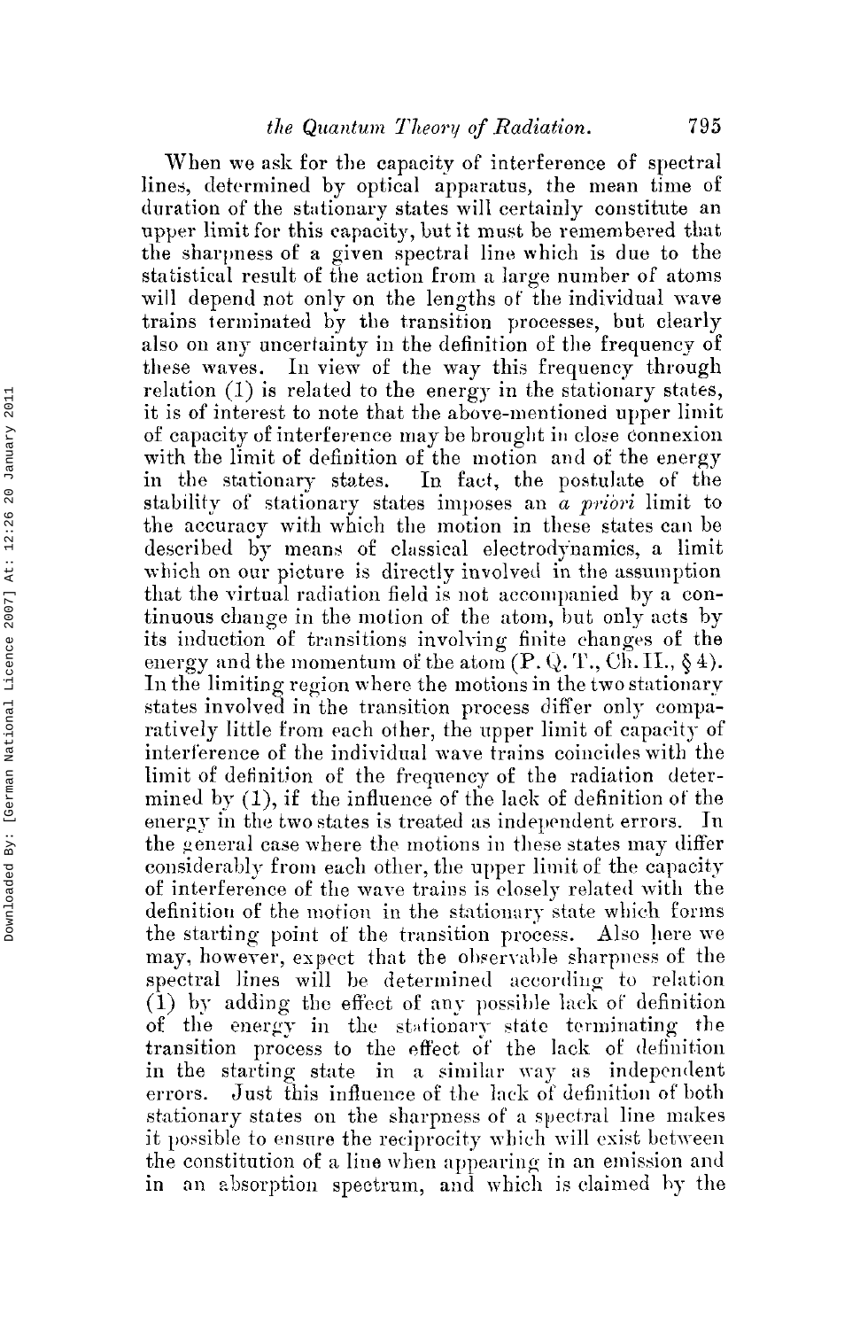When we ask for the capacity of interference of spectral lines, determined by optical apparatus, the mean time of duration of the stationary states will certainly constitute an upper limit for this capacity, but it must be remembered that the sharpness of a given spectral line which is due to the statistical result of the action from a large number of atoms will depend not only on the lengths of the individual wave trains terminated by the transition processes, but clearly also on any uncertainty in the definition of the frequency of these waves. In view of the way this frequency through relation (1) is related to the energy in the stationary states, it is of interest to note that the above-mentioned upper limit of capacity of interference may be brought in close connexion with the limit of definition of the motion and of the energy in the stationary states. In fact, the postulate of the stability of stationary states imposes an *a priori* limit to the accuracy with which the motion in these states can be described by means of classical electrodynamics, a limit which on our picture is directly involved in the assumption that the virtual radiation field is not accompanied by a continuous change in the motion of the atom, but only acts by its induction of transitions involving finite changes of the energy and the momentum of the atom (P. Q. T., Ch. II., § 4). In the limiting region where the motions in the two stationary states involved in the transition process differ only comparatively little from each other, the upper limit of capacity of interference of the individual wave trains coincides with the limit of definition of the frequency of the radiation determined by (1), if the influence of the lack of definition of the energy in the two states is treated as independent errors. In the general case where the motions in these states may differ considerably from each other, the upper limit of the capacity of interference of the wave trains is closely related with the definition of the motion in the stationary state which forms the starting point of the transition process. Also here we may, however, expect that the observable sharpness of the spectral lines will be determined according to relation (1) by adding the effect of any possible lack of definition of the energy in the stationary state terminating the transition process to the effect of the lack of definition in the starting state in a similar way as independent errors. Just this influence of the lack of definition of both stationary states on the sharpness of a spectral line makes it possible to ensure the reciprocity which will exist between the constitution of a line when appearing in an emission and in an absorption spectrum, and which is claimed by the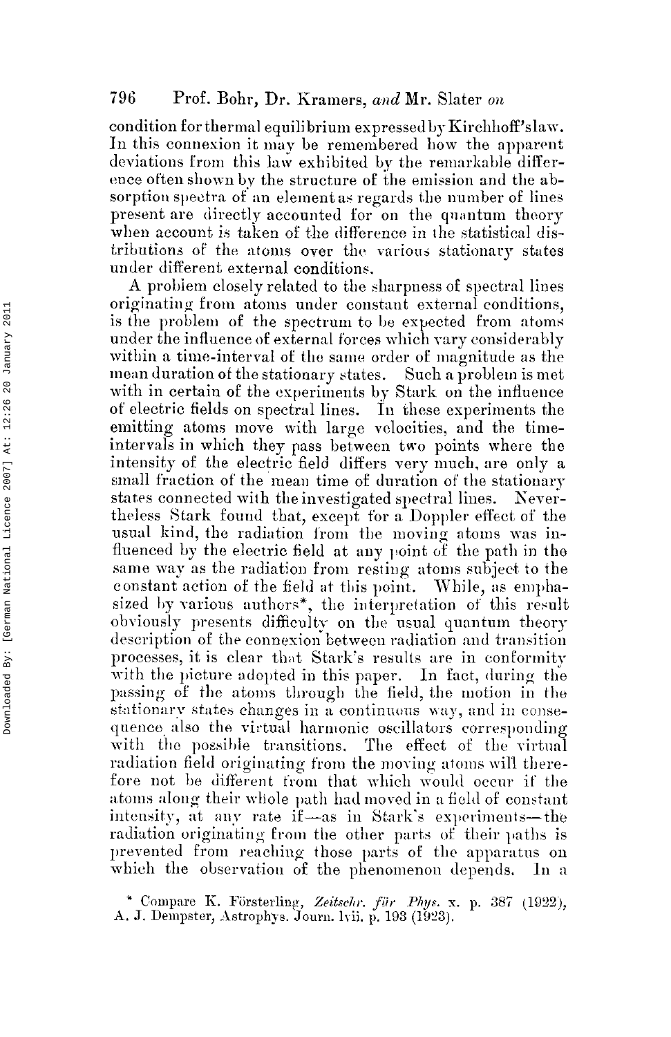condition for thermal equilibrium expressed by Kirchhoff's law. In this connexion it may be remembered how the apparent deviations from this law exhibited by the remarkable difference often shown by the structure of the emission and the absorption spectra of an element as regards the number of lines present are directly accounted for on the quantum theory when account is taken of the difference in the statistical distributions of the atoms over the various stationary states under different external conditions.

A problem closely related to the sharpness of spectral lines originating from atoms under constant external conditions, is the problem of the spectrum to be expected from atoms under the influence of external forces which vary considerably within a time-interval of the same order of magnitude as the mean duration of the stationary states. Such a problem is met with in certain of the experiments by Stark on the influence of electric fields on spectral lines. In these experiments the emitting atoms move with large velocities, and the time-intervals in which they pass between two points where the intensity of the electric field differs very much, are only a small fraction of the mean time of duration of the stationary states connected with the investigated spectral lines. Nevertheless Stark found that, except for a Doppler effect of the usual kind, the radiation from the moving atoms was influenced by the electric field at any point of the path in the same way as the radiation from resting atoms subject to the constant action of the field at this point. While, as emphasized by various authors*, the interpretation of this result obviously presents difficulty on the usual quantum theory description of the connexion between radiation and transition processes, it is clear that Stark's results are in conformity with the picture adopted in this paper. In fact, during the passing of the atoms through the field, the motion in the stationary states changes in a continuous way, and in consequence also the virtual harmonic oscillators corresponding with the possible transitions. The effect of the virtual radiation field originating from the moving atoms will therefore not be different from that which would occur if the atoms along their whole path had moved in a field of constant intensity, at any rate if—as in Stark's experiments—the radiation originating from the other parts of their paths is prevented from reaching those parts of the apparatus on which the observation of the phenomenon depends. In a

\* Compare K. Försterling, *Zeitschr. für Phys.* x. p. 387 (1922), A. J. Dempster, Astrophys. Journ. lvii. p. 193 (1923).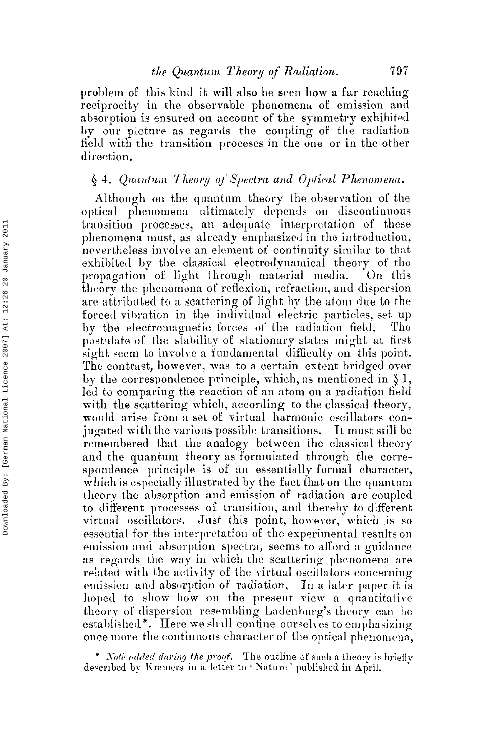problem of this kind it will also be seen how a far reaching reciprocity in the observable phenomena of emission and absorption is ensured on account of the symmetry exhibited by our picture as regards the coupling of the radiation field with the transition proceses in the one or in the other direction.

## § 4. *Quantum Theory of Spectra and Optical Phenomena.*

Although on the quantum theory the observation of the optical phenomena ultimately depends on discontinuous transition processes, an adequate interpretation of these phenomena must, as already emphasized in the introduction, nevertheless involve an element of continuity similar to that exhibited by the classical electrodynamical theory of the propagation of light through material media. On this theory the phenomena of reflexion, refraction, and dispersion are attributed to a scattering of light by the atom due to the forced vibration in the individual electric particles, set up by the electromagnetic forces of the radiation field. The postulate of the stability of stationary states might at first sight seem to involve a fundamental difficulty on this point. The contrast, however, was to a certain extent bridged over by the correspondence principle, which, as mentioned in § 1, led to comparing the reaction of an atom on a radiation field with the scattering which, according to the classical theory, would arise from a set of virtual harmonic oscillators conjugated with the various possible transitions. It must still be remembered that the analogy between the classical theory and the quantum theory as formulated through the correspondence principle is of an essentially formal character, which is especially illustrated by the fact that on the quantum theory the absorption and emission of radiation are coupled to different processes of transition, and thereby to different virtual oscillators. Just this point, however, which is so essential for the interpretation of the experimental results on emission and absorption spectra, seems to afford a guidance as regards the way in which the scattering phenomena are related with the activity of the virtual oscillators concerning emission and absorption of radiation. In a later paper it is hoped to show how on the present view a quantitative theory of dispersion resembling Ladenburg's theory can be established*. Here we shall confine ourselves to emphasizing once more the continuous character of the optical phenomena,

\* *Note added during the proof.* The outline of such a theory is briefly described by Kramers in a letter to 'Nature' published in April.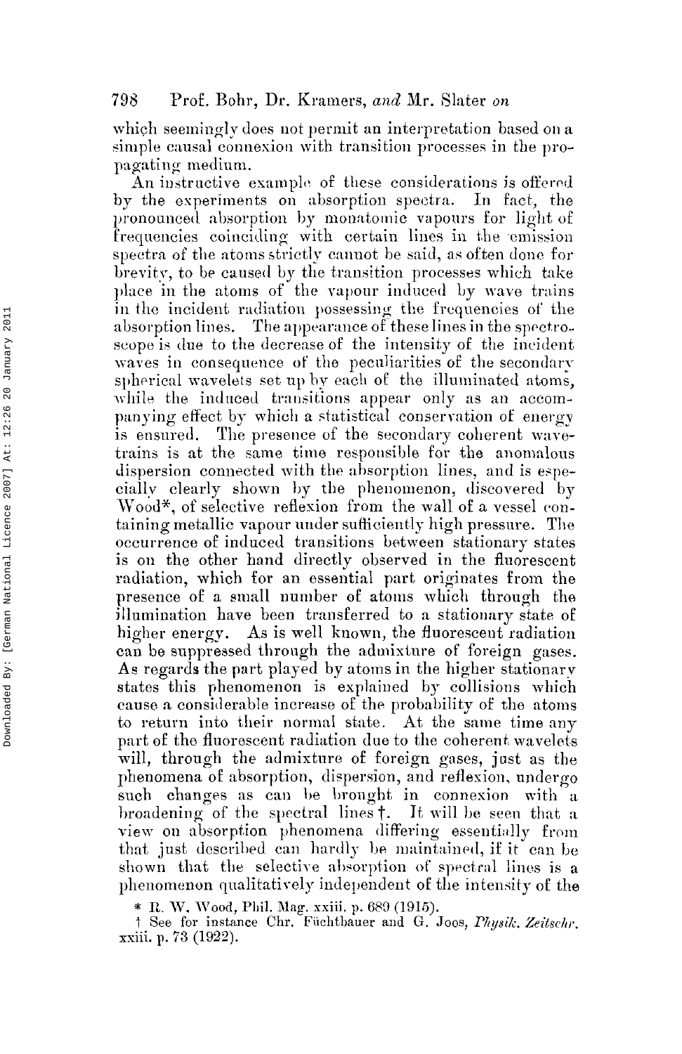which seemingly does not permit an interpretation based on a simple causal connexion with transition processes in the propagating medium.

An instructive example of these considerations is offered by the experiments on absorption spectra. In fact, the pronounced absorption by monatomic vapours for light of frequencies coinciding with certain lines in the emission spectra of the atoms strictly cannot be said, as often done for brevity, to be caused by the transition processes which take place in the atoms of the vapour induced by wave trains in the incident radiation possessing the frequencies of the absorption lines. The appearance of these lines in the spectroscope is due to the decrease of the intensity of the incident waves in consequence of the peculiarities of the secondary spherical wavelets set up by each of the illuminated atoms, while the induced transitions appear only as an accompanying effect by which a statistical conservation of energy is ensured. The presence of the secondary coherent wave-trains is at the same time responsible for the anomalous dispersion connected with the absorption lines, and is especially clearly shown by the phenomenon, discovered by Wood*, of selective reflexion from the wall of a vessel containing metallic vapour under sufficiently high pressure. The occurrence of induced transitions between stationary states is on the other hand directly observed in the fluorescent radiation, which for an essential part originates from the presence of a small number of atoms which through the illumination have been transferred to a stationary state of higher energy. As is well known, the fluorescent radiation can be suppressed through the admixture of foreign gases. As regards the part played by atoms in the higher stationary states this phenomenon is explained by collisions which cause a considerable increase of the probability of the atoms to return into their normal state. At the same time any part of the fluorescent radiation due to the coherent wavelets will, through the admixture of foreign gases, just as the phenomena of absorption, dispersion, and reflexion, undergo such changes as can be brought in connexion with a broadening of the spectral lines †. It will be seen that a view on absorption phenomena differing essentially from that just described can hardly be maintained, if it can be shown that the selective absorption of spectral lines is a phenomenon qualitatively independent of the intensity of the

\* R. W. Wood, Phil. Mag. xxiii. p. 689 (1915).

† See for instance Chr. Füchtbauer and G. Joos, *Physik. Zeitschr.* xxiii. p. 73 (1922).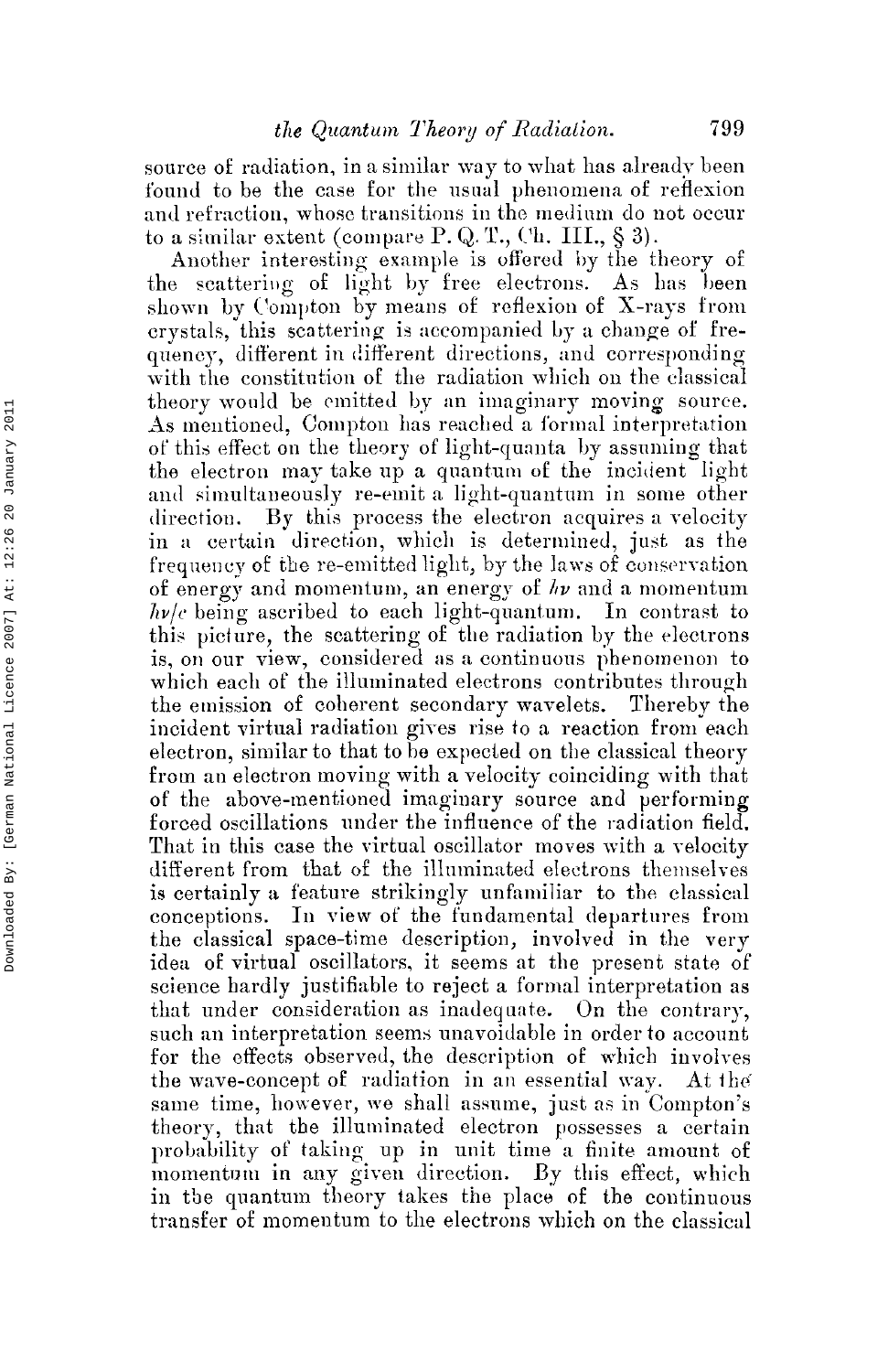source of radiation, in a similar way to what has already been found to be the case for the usual phenomena of reflexion and refraction, whose transitions in the medium do not occur to a similar extent (compare P. Q. T., Ch. III., § 3).

Another interesting example is offered by the theory of the scattering of light by free electrons. As has been shown by Compton by means of reflexion of X-rays from crystals, this scattering is accompanied by a change of frequency, different in different directions, and corresponding with the constitution of the radiation which on the classical theory would be emitted by an imaginary moving source. As mentioned, Compton has reached a formal interpretation of this effect on the theory of light-quanta by assuming that the electron may take up a quantum of the incident light and simultaneously re-emit a light-quantum in some other direction. By this process the electron acquires a velocity in a certain direction, which is determined, just as the frequency of the re-emitted light, by the laws of conservation of energy and momentum, an energy of $h\nu$ and a momentum $h\nu/c$ being ascribed to each light-quantum. In contrast to this picture, the scattering of the radiation by the electrons is, on our view, considered as a continuous phenomenon to which each of the illuminated electrons contributes through the emission of coherent secondary wavelets. Thereby the incident virtual radiation gives rise to a reaction from each electron, similar to that to be expected on the classical theory from an electron moving with a velocity coinciding with that of the above-mentioned imaginary source and performing forced oscillations under the influence of the radiation field. That in this case the virtual oscillator moves with a velocity different from that of the illuminated electrons themselves is certainly a feature strikingly unfamiliar to the classical conceptions. In view of the fundamental departures from the classical space-time description, involved in the very idea of virtual oscillators, it seems at the present state of science hardly justifiable to reject a formal interpretation as that under consideration as inadequate. On the contrary, such an interpretation seems unavoidable in order to account for the effects observed, the description of which involves the wave-concept of radiation in an essential way. At the same time, however, we shall assume, just as in Compton's theory, that the illuminated electron possesses a certain probability of taking up in unit time a finite amount of momentum in any given direction. By this effect, which in the quantum theory takes the place of the continuous transfer of momentum to the electrons which on the classical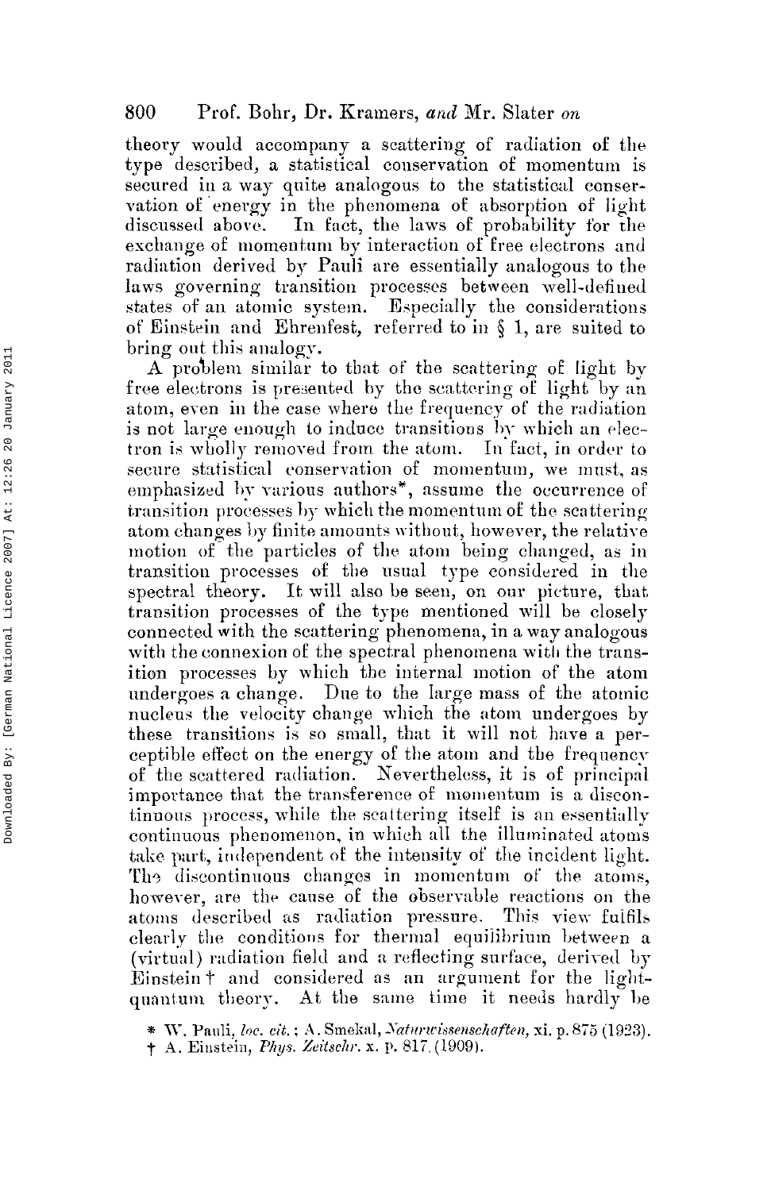theory would accompany a scattering of radiation of the type described, a statistical conservation of momentum is secured in a way quite analogous to the statistical conservation of energy in the phenomena of absorption of light discussed above. In fact, the laws of probability for the exchange of momentum by interaction of free electrons and radiation derived by Pauli are essentially analogous to the laws governing transition processes between well-defined states of an atomic system. Especially the considerations of Einstein and Ehrenfest, referred to in § 1, are suited to bring out this analogy.

A problem similar to that of the scattering of light by free electrons is presented by the scattering of light by an atom, even in the case where the frequency of the radiation is not large enough to induce transitions by which an electron is wholly removed from the atom. In fact, in order to secure statistical conservation of momentum, we must, as emphasized by various authors*, assume the occurrence of transition processes by which the momentum of the scattering atom changes by finite amounts without, however, the relative motion of the particles of the atom being changed, as in transition processes of the usual type considered in the spectral theory. It will also be seen, on our picture, that transition processes of the type mentioned will be closely connected with the scattering phenomena, in a way analogous with the connexion of the spectral phenomena with the transition processes by which the internal motion of the atom undergoes a change. Due to the large mass of the atomic nucleus the velocity change which the atom undergoes by these transitions is so small, that it will not have a perceptible effect on the energy of the atom and the frequency of the scattered radiation. Nevertheless, it is of principal importance that the transference of momentum is a discontinuous process, while the scattering itself is an essentially continuous phenomenon, in which all the illuminated atoms take part, independent of the intensity of the incident light. The discontinuous changes in momentum of the atoms, however, are the cause of the observable reactions on the atoms described as radiation pressure. This view fulfils clearly the conditions for thermal equilibrium between a (virtual) radiation field and a reflecting surface, derived by Einstein † and considered as an argument for the light-quantum theory. At the same time it needs hardly be

\* W. Pauli, *loc. cit.*; A. Smekal, *Naturwissenschaften*, xi. p. 875 (1923).

† A. Einstein, *Phys. Zeitschr.* x. p. 817 (1909).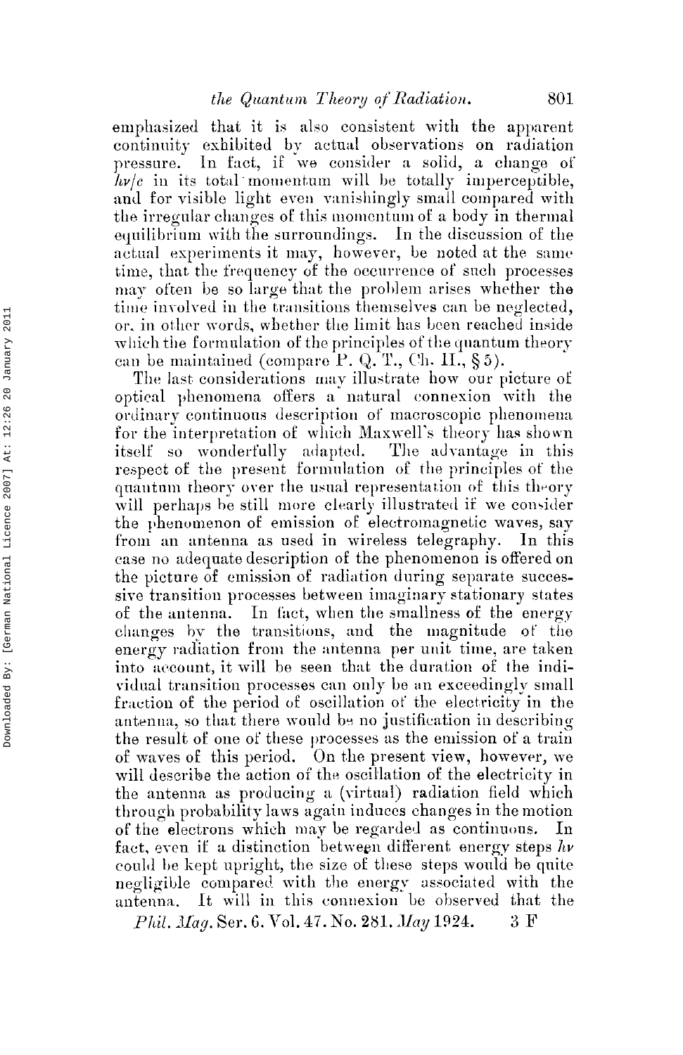emphasized that it is also consistent with the apparent continuity exhibited by actual observations on radiation pressure. In fact, if we consider a solid, a change of $h\nu/c$ in its total momentum will be totally imperceptible, and for visible light even vanishingly small compared with the irregular changes of this momentum of a body in thermal equilibrium with the surroundings. In the discussion of the actual experiments it may, however, be noted at the same time, that the frequency of the occurrence of such processes may often be so large that the problem arises whether the time involved in the transitions themselves can be neglected, or, in other words, whether the limit has been reached inside which the formulation of the principles of the quantum theory can be maintained (compare P. Q. T., Ch. II., § 5).

The last considerations may illustrate how our picture of optical phenomena offers a natural connexion with the ordinary continuous description of macroscopic phenomena for the interpretation of which Maxwell's theory has shown itself so wonderfully adapted. The advantage in this respect of the present formulation of the principles of the quantum theory over the usual representation of this theory will perhaps be still more clearly illustrated if we consider the phenomenon of emission of electromagnetic waves, say from an antenna as used in wireless telegraphy. In this case no adequate description of the phenomenon is offered on the picture of emission of radiation during separate successive transition processes between imaginary stationary states of the antenna. In fact, when the smallness of the energy changes by the transitions, and the magnitude of the energy radiation from the antenna per unit time, are taken into account, it will be seen that the duration of the individual transition processes can only be an exceedingly small fraction of the period of oscillation of the electricity in the antenna, so that there would be no justification in describing the result of one of these processes as the emission of a train of waves of this period. On the present view, however, we will describe the action of the oscillation of the electricity in the antenna as producing a (virtual) radiation field which through probability laws again induces changes in the motion of the electrons which may be regarded as continuous. In fact, even if a distinction between different energy steps $h\nu$ could be kept upright, the size of these steps would be quite negligible compared with the energy associated with the antenna. It will in this connexion be observed that the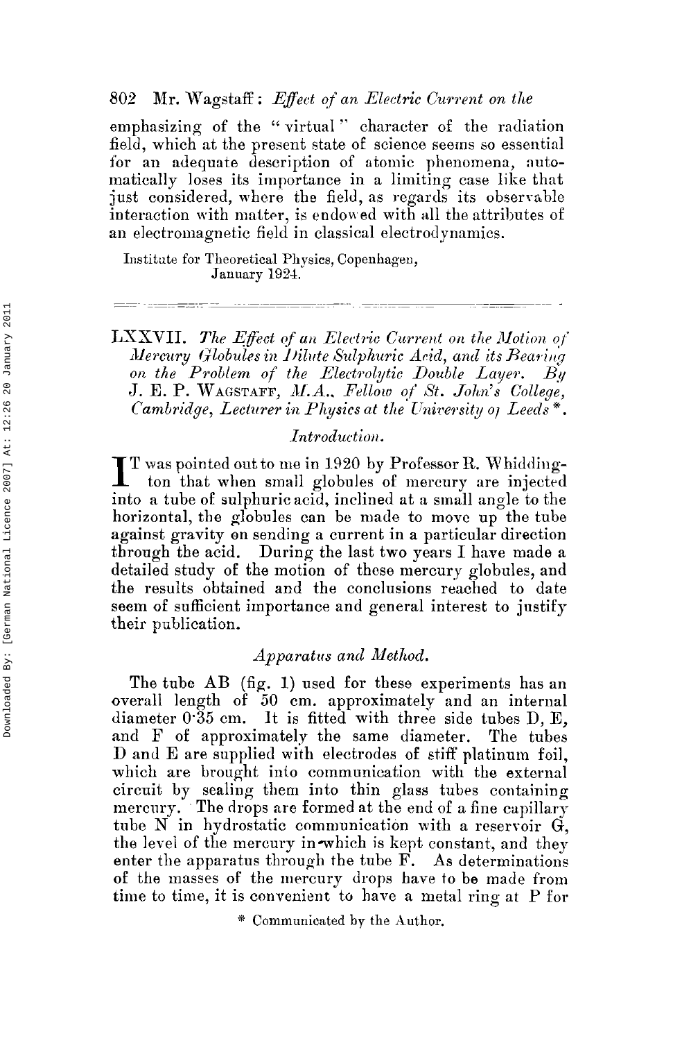emphasizing of the "virtual" character of the radiation field, which at the present state of science seems so essential for an adequate description of atomic phenomena, automatically loses its importance in a limiting case like that just considered, where the field, as regards its observable interaction with matter, is endowed with all the attributes of an electromagnetic field in classical electrodynamics.

Institute for Theoretical Physics, Copenhagen,
January 1924.

---

## LXXVII. *The Effect of an Electric Current on the Motion of Mercury Globules in Dilute Sulphuric Acid, and its Bearing on the Problem of the Electrolytic Double Layer.* By J. E. P. Wagstaff, *M.A., Fellow of St. John's College, Cambridge, Lecturer in Physics at the University of Leeds* *.

### *Introduction.*

It was pointed out to me in 1920 by Professor R. Whiddington that when small globules of mercury are injected into a tube of sulphuric acid, inclined at a small angle to the horizontal, the globules can be made to move up the tube against gravity on sending a current in a particular direction through the acid. During the last two years I have made a detailed study of the motion of these mercury globules, and the results obtained and the conclusions reached to date seem of sufficient importance and general interest to justify their publication.

### *Apparatus and Method.*

The tube AB (fig. 1) used for these experiments has an overall length of 50 cm. approximately and an internal diameter 0·35 cm. It is fitted with three side tubes D, E, and F of approximately the same diameter. The tubes D and E are supplied with electrodes of stiff platinum foil, which are brought into communication with the external circuit by sealing them into thin glass tubes containing mercury. The drops are formed at the end of a fine capillary tube N in hydrostatic communication with a reservoir G, the level of the mercury in which is kept constant, and they enter the apparatus through the tube F. As determinations of the masses of the mercury drops have to be made from time to time, it is convenient to have a metal ring at P for

\* Communicated by the Author.